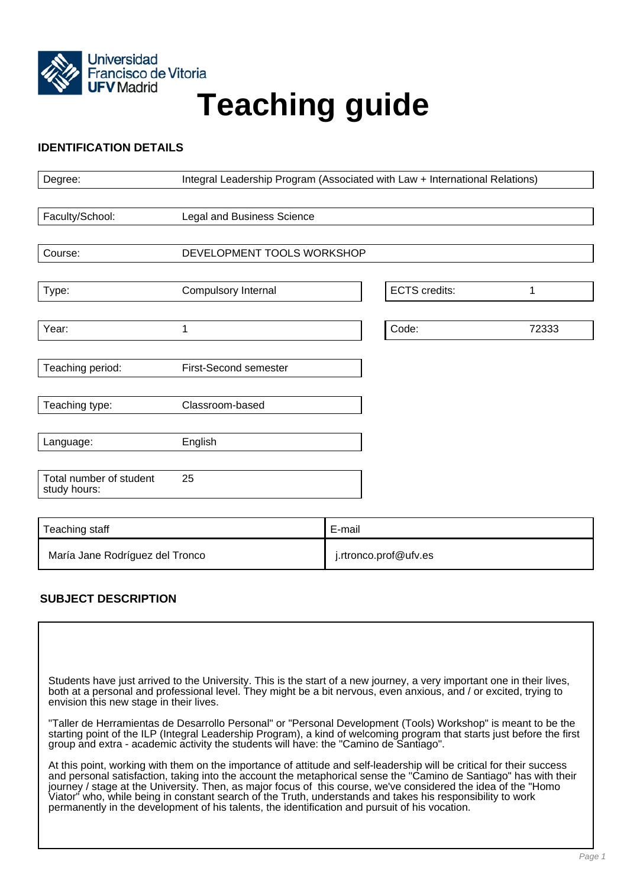# Teaching guide

## IDENTIFICATION DETAILS

| | |
|---|---|
| Degree: | Integral Leadership Program (Associated with Law + International Relations) |
| Faculty/School: | Legal and Business Science |
| Course: | DEVELOPMENT TOOLS WORKSHOP |
| Type: | Compulsory Internal |
| ECTS credits: | 1 |
| Year: | 1 |
| Code: | 72333 |
| Teaching period: | First-Second semester |
| Teaching type: | Classroom-based |
| Language: | English |
| Total number of student study hours: | 25 |

| Teaching staff | E-mail |
|---|---|
| María Jane Rodríguez del Tronco | j.rtronco.prof@ufv.es |

## SUBJECT DESCRIPTION

Students have just arrived to the University. This is the start of a new journey, a very important one in their lives, both at a personal and professional level. They might be a bit nervous, even anxious, and / or excited, trying to envision this new stage in their lives.

"Taller de Herramientas de Desarrollo Personal" or "Personal Development (Tools) Workshop" is meant to be the starting point of the ILP (Integral Leadership Program), a kind of welcoming program that starts just before the first group and extra - academic activity the students will have: the "Camino de Santiago".

At this point, working with them on the importance of attitude and self-leadership will be critical for their success and personal satisfaction, taking into the account the metaphorical sense the "Camino de Santiago" has with their journey / stage at the University. Then, as major focus of this course, we've considered the idea of the "Homo Viator" who, while being in constant search of the Truth, understands and takes his responsibility to work permanently in the development of his talents, the identification and pursuit of his vocation.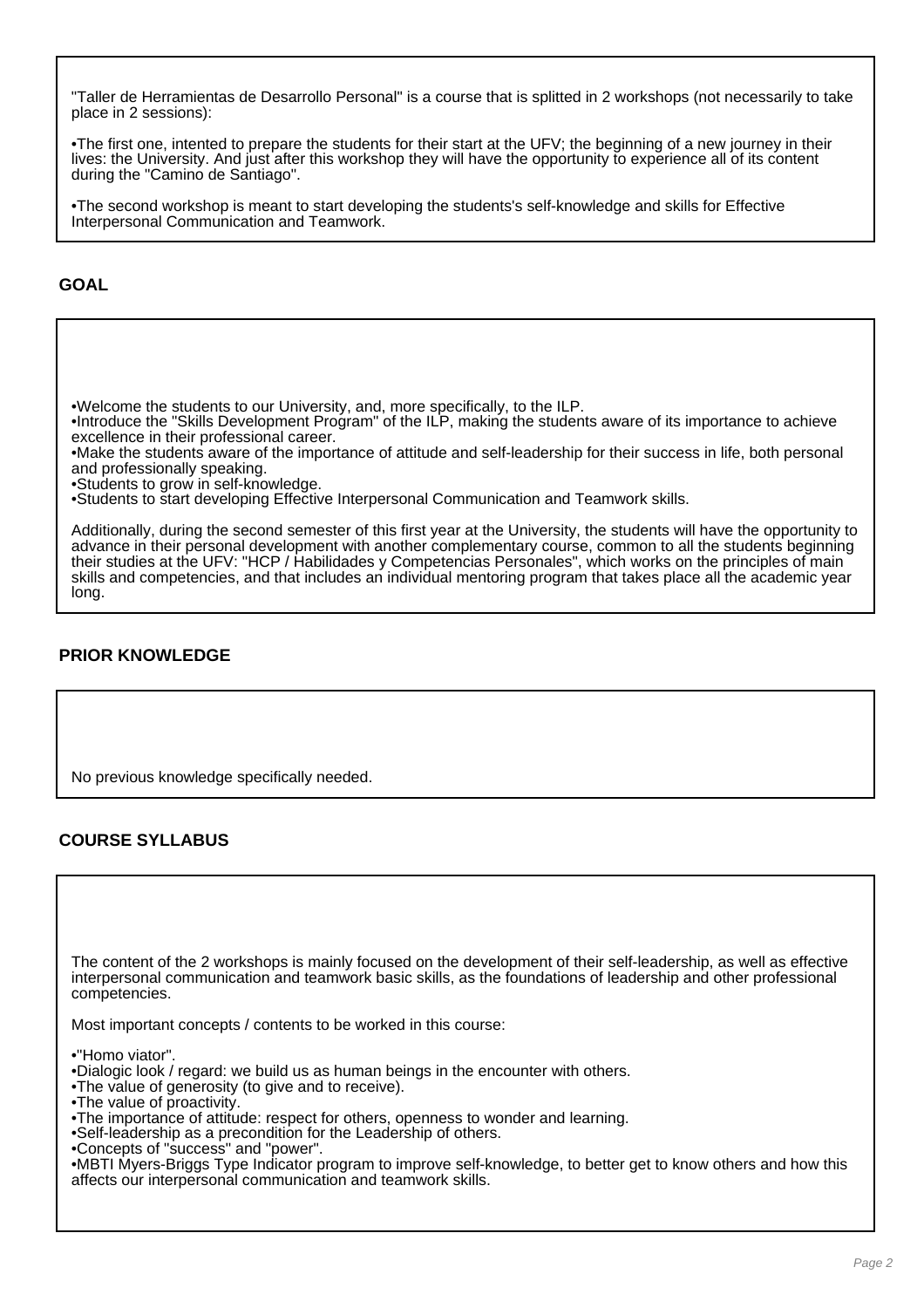"Taller de Herramientas de Desarrollo Personal" is a course that is splitted in 2 workshops (not necessarily to take place in 2 sessions):

•The first one, intented to prepare the students for their start at the UFV; the beginning of a new journey in their lives: the University. And just after this workshop they will have the opportunity to experience all of its content during the "Camino de Santiago".

•The second workshop is meant to start developing the students's self-knowledge and skills for Effective Interpersonal Communication and Teamwork.

## GOAL

•Welcome the students to our University, and, more specifically, to the ILP.
•Introduce the "Skills Development Program" of the ILP, making the students aware of its importance to achieve excellence in their professional career.
•Make the students aware of the importance of attitude and self-leadership for their success in life, both personal and professionally speaking.
•Students to grow in self-knowledge.
•Students to start developing Effective Interpersonal Communication and Teamwork skills.

Additionally, during the second semester of this first year at the University, the students will have the opportunity to advance in their personal development with another complementary course, common to all the students beginning their studies at the UFV: "HCP / Habilidades y Competencias Personales", which works on the principles of main skills and competencies, and that includes an individual mentoring program that takes place all the academic year long.

## PRIOR KNOWLEDGE

No previous knowledge specifically needed.

## COURSE SYLLABUS

The content of the 2 workshops is mainly focused on the development of their self-leadership, as well as effective interpersonal communication and teamwork basic skills, as the foundations of leadership and other professional competencies.

Most important concepts / contents to be worked in this course:

•"Homo viator".
•Dialogic look / regard: we build us as human beings in the encounter with others.
•The value of generosity (to give and to receive).
•The value of proactivity.
•The importance of attitude: respect for others, openness to wonder and learning.
•Self-leadership as a precondition for the Leadership of others.
•Concepts of "success" and "power".
•MBTI Myers-Briggs Type Indicator program to improve self-knowledge, to better get to know others and how this affects our interpersonal communication and teamwork skills.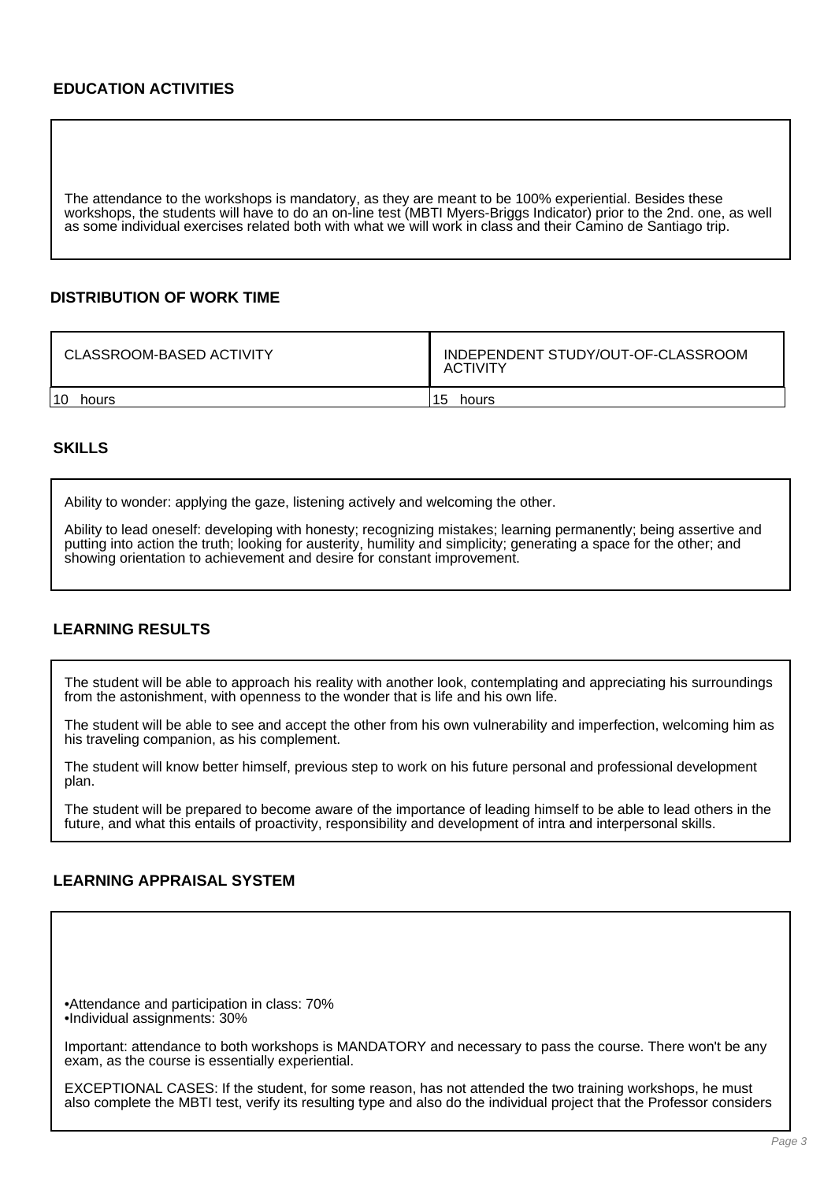## EDUCATION ACTIVITIES

The attendance to the workshops is mandatory, as they are meant to be 100% experiential. Besides these workshops, the students will have to do an on-line test (MBTI Myers-Briggs Indicator) prior to the 2nd. one, as well as some individual exercises related both with what we will work in class and their Camino de Santiago trip.

## DISTRIBUTION OF WORK TIME

| CLASSROOM-BASED ACTIVITY | INDEPENDENT STUDY/OUT-OF-CLASSROOM ACTIVITY |
| --- | --- |
| 10 hours | 15 hours |

## SKILLS

Ability to wonder: applying the gaze, listening actively and welcoming the other.

Ability to lead oneself: developing with honesty; recognizing mistakes; learning permanently; being assertive and putting into action the truth; looking for austerity, humility and simplicity; generating a space for the other; and showing orientation to achievement and desire for constant improvement.

## LEARNING RESULTS

The student will be able to approach his reality with another look, contemplating and appreciating his surroundings from the astonishment, with openness to the wonder that is life and his own life.

The student will be able to see and accept the other from his own vulnerability and imperfection, welcoming him as his traveling companion, as his complement.

The student will know better himself, previous step to work on his future personal and professional development plan.

The student will be prepared to become aware of the importance of leading himself to be able to lead others in the future, and what this entails of proactivity, responsibility and development of intra and interpersonal skills.

## LEARNING APPRAISAL SYSTEM

- Attendance and participation in class: 70%
- Individual assignments: 30%

Important: attendance to both workshops is MANDATORY and necessary to pass the course. There won't be any exam, as the course is essentially experiential.

EXCEPTIONAL CASES: If the student, for some reason, has not attended the two training workshops, he must also complete the MBTI test, verify its resulting type and also do the individual project that the Professor considers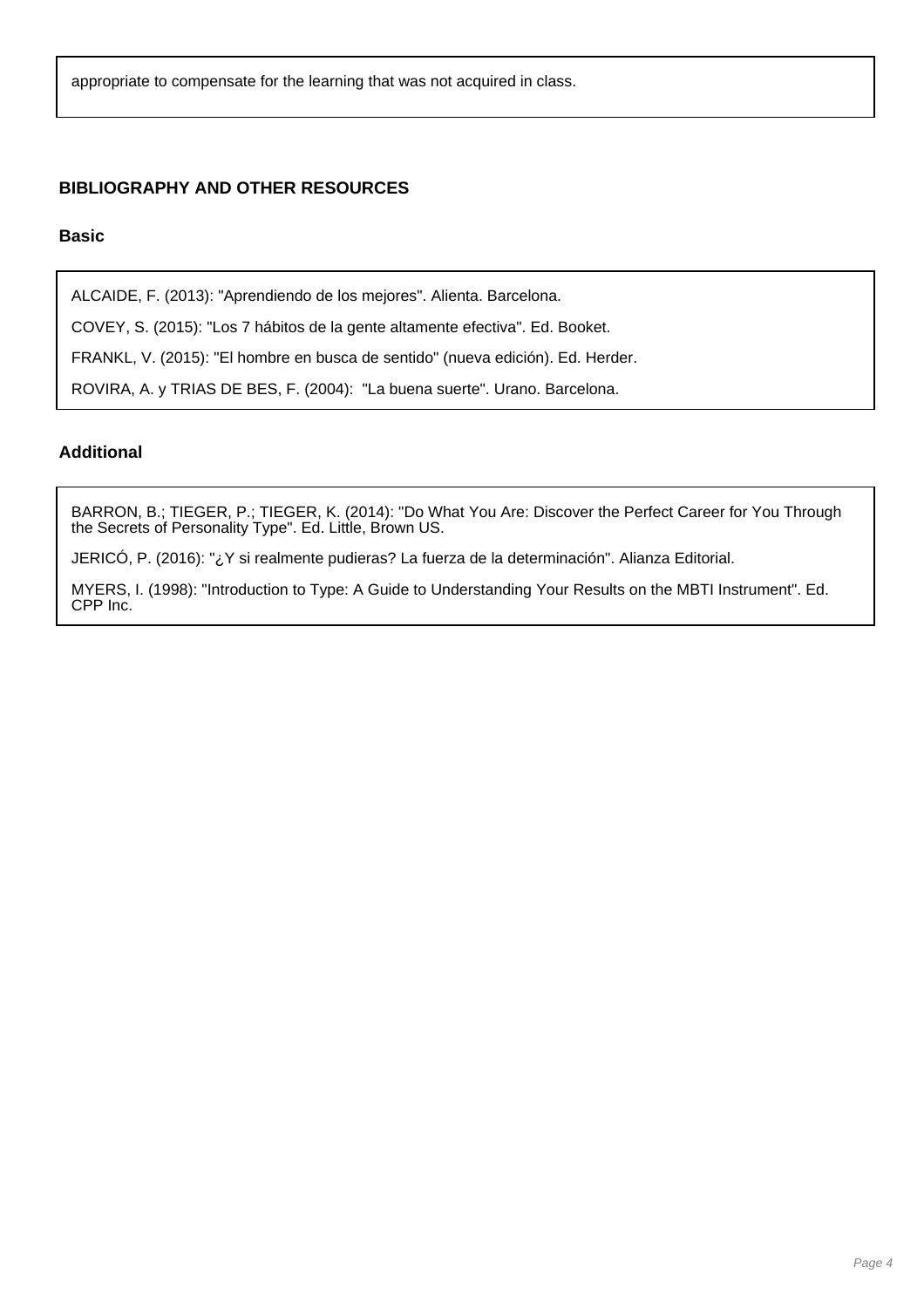appropriate to compensate for the learning that was not acquired in class.

## BIBLIOGRAPHY AND OTHER RESOURCES

### Basic

ALCAIDE, F. (2013): "Aprendiendo de los mejores". Alienta. Barcelona.

COVEY, S. (2015): "Los 7 hábitos de la gente altamente efectiva". Ed. Booket.

FRANKL, V. (2015): "El hombre en busca de sentido" (nueva edición). Ed. Herder.

ROVIRA, A. y TRIAS DE BES, F. (2004): "La buena suerte". Urano. Barcelona.

### Additional

BARRON, B.; TIEGER, P.; TIEGER, K. (2014): "Do What You Are: Discover the Perfect Career for You Through the Secrets of Personality Type". Ed. Little, Brown US.

JERICÓ, P. (2016): "¿Y si realmente pudieras? La fuerza de la determinación". Alianza Editorial.

MYERS, I. (1998): "Introduction to Type: A Guide to Understanding Your Results on the MBTI Instrument". Ed. CPP Inc.